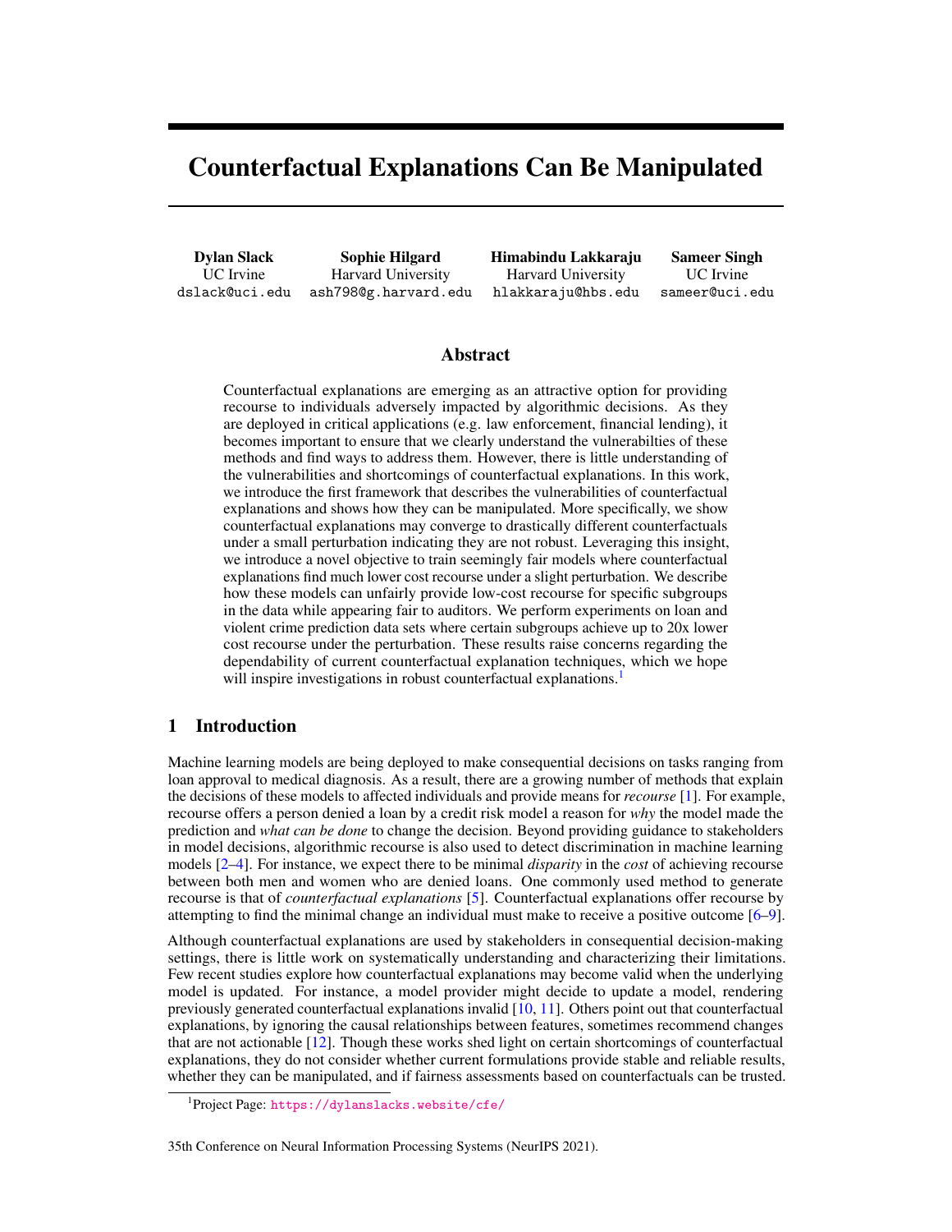# Counterfactual Explanations Can Be Manipulated

**Dylan Slack**
UC Irvine
dslack@uci.edu

**Sophie Hilgard**
Harvard University
ash798@g.harvard.edu

**Himabindu Lakkaraju**
Harvard University
hlakkaraju@hbs.edu

**Sameer Singh**
UC Irvine
sameer@uci.edu

## Abstract

Counterfactual explanations are emerging as an attractive option for providing recourse to individuals adversely impacted by algorithmic decisions. As they are deployed in critical applications (e.g. law enforcement, financial lending), it becomes important to ensure that we clearly understand the vulnerabilties of these methods and find ways to address them. However, there is little understanding of the vulnerabilities and shortcomings of counterfactual explanations. In this work, we introduce the first framework that describes the vulnerabilities of counterfactual explanations and shows how they can be manipulated. More specifically, we show counterfactual explanations may converge to drastically different counterfactuals under a small perturbation indicating they are not robust. Leveraging this insight, we introduce a novel objective to train seemingly fair models where counterfactual explanations find much lower cost recourse under a slight perturbation. We describe how these models can unfairly provide low-cost recourse for specific subgroups in the data while appearing fair to auditors. We perform experiments on loan and violent crime prediction data sets where certain subgroups achieve up to 20x lower cost recourse under the perturbation. These results raise concerns regarding the dependability of current counterfactual explanation techniques, which we hope will inspire investigations in robust counterfactual explanations.[1]

## 1 Introduction

Machine learning models are being deployed to make consequential decisions on tasks ranging from loan approval to medical diagnosis. As a result, there are a growing number of methods that explain the decisions of these models to affected individuals and provide means for *recourse* [1]. For example, recourse offers a person denied a loan by a credit risk model a reason for *why* the model made the prediction and *what can be done* to change the decision. Beyond providing guidance to stakeholders in model decisions, algorithmic recourse is also used to detect discrimination in machine learning models [2–4]. For instance, we expect there to be minimal *disparity* in the *cost* of achieving recourse between both men and women who are denied loans. One commonly used method to generate recourse is that of *counterfactual explanations* [5]. Counterfactual explanations offer recourse by attempting to find the minimal change an individual must make to receive a positive outcome [6–9].

Although counterfactual explanations are used by stakeholders in consequential decision-making settings, there is little work on systematically understanding and characterizing their limitations. Few recent studies explore how counterfactual explanations may become valid when the underlying model is updated. For instance, a model provider might decide to update a model, rendering previously generated counterfactual explanations invalid [10, 11]. Others point out that counterfactual explanations, by ignoring the causal relationships between features, sometimes recommend changes that are not actionable [12]. Though these works shed light on certain shortcomings of counterfactual explanations, they do not consider whether current formulations provide stable and reliable results, whether they can be manipulated, and if fairness assessments based on counterfactuals can be trusted.

[1]Project Page: https://dylanslacks.website/cfe/

35th Conference on Neural Information Processing Systems (NeurIPS 2021).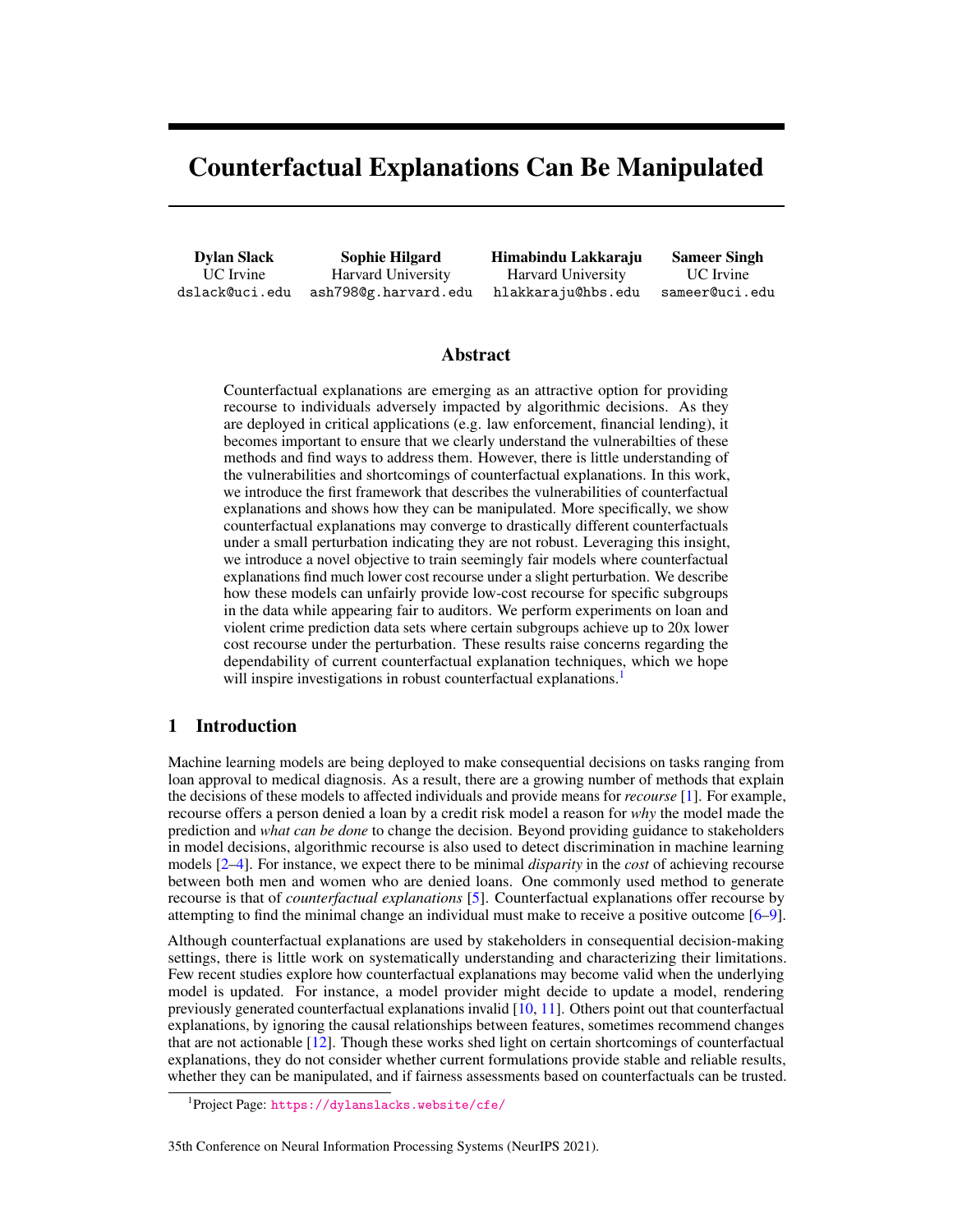# Counterfactual Explanations Can Be Manipulated

**Dylan Slack**
UC Irvine
dslack@uci.edu

**Sophie Hilgard**
Harvard University
ash798@g.harvard.edu

**Himabindu Lakkaraju**
Harvard University
hlakkaraju@hbs.edu

**Sameer Singh**
UC Irvine
sameer@uci.edu

## Abstract

Counterfactual explanations are emerging as an attractive option for providing recourse to individuals adversely impacted by algorithmic decisions. As they are deployed in critical applications (e.g. law enforcement, financial lending), it becomes important to ensure that we clearly understand the vulnerabilties of these methods and find ways to address them. However, there is little understanding of the vulnerabilities and shortcomings of counterfactual explanations. In this work, we introduce the first framework that describes the vulnerabilities of counterfactual explanations and shows how they can be manipulated. More specifically, we show counterfactual explanations may converge to drastically different counterfactuals under a small perturbation indicating they are not robust. Leveraging this insight, we introduce a novel objective to train seemingly fair models where counterfactual explanations find much lower cost recourse under a slight perturbation. We describe how these models can unfairly provide low-cost recourse for specific subgroups in the data while appearing fair to auditors. We perform experiments on loan and violent crime prediction data sets where certain subgroups achieve up to 20x lower cost recourse under the perturbation. These results raise concerns regarding the dependability of current counterfactual explanation techniques, which we hope will inspire investigations in robust counterfactual explanations.[1]

## 1 Introduction

Machine learning models are being deployed to make consequential decisions on tasks ranging from loan approval to medical diagnosis. As a result, there are a growing number of methods that explain the decisions of these models to affected individuals and provide means for *recourse* [1]. For example, recourse offers a person denied a loan by a credit risk model a reason for *why* the model made the prediction and *what can be done* to change the decision. Beyond providing guidance to stakeholders in model decisions, algorithmic recourse is also used to detect discrimination in machine learning models [2–4]. For instance, we expect there to be minimal *disparity* in the *cost* of achieving recourse between both men and women who are denied loans. One commonly used method to generate recourse is that of *counterfactual explanations* [5]. Counterfactual explanations offer recourse by attempting to find the minimal change an individual must make to receive a positive outcome [6–9].

Although counterfactual explanations are used by stakeholders in consequential decision-making settings, there is little work on systematically understanding and characterizing their limitations. Few recent studies explore how counterfactual explanations may become valid when the underlying model is updated. For instance, a model provider might decide to update a model, rendering previously generated counterfactual explanations invalid [10, 11]. Others point out that counterfactual explanations, by ignoring the causal relationships between features, sometimes recommend changes that are not actionable [12]. Though these works shed light on certain shortcomings of counterfactual explanations, they do not consider whether current formulations provide stable and reliable results, whether they can be manipulated, and if fairness assessments based on counterfactuals can be trusted.

[1] Project Page: https://dylanslacks.website/cfe/

35th Conference on Neural Information Processing Systems (NeurIPS 2021).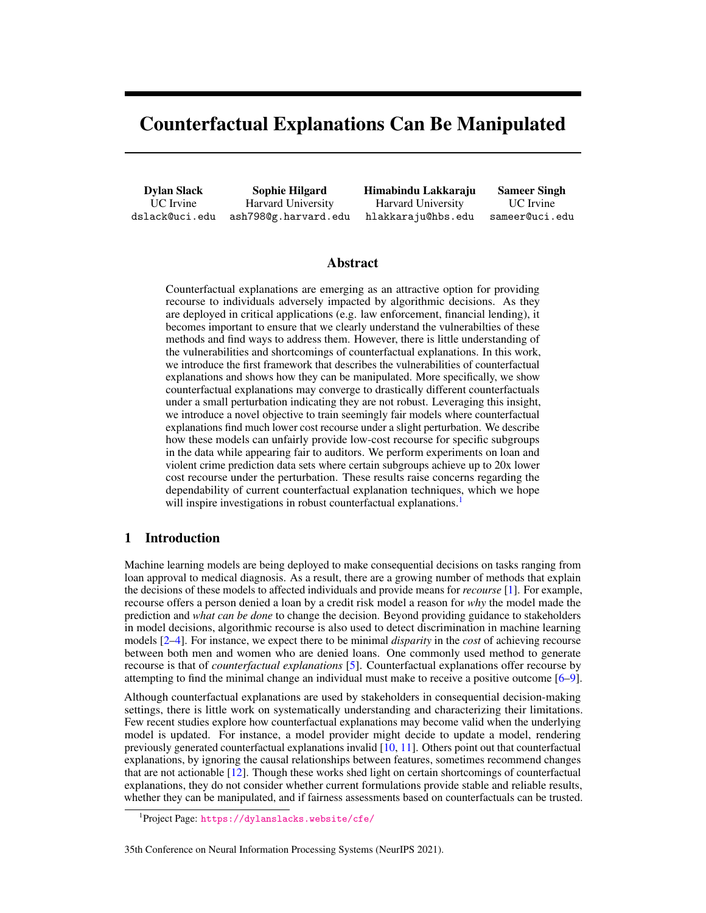# Counterfactual Explanations Can Be Manipulated

**Dylan Slack**
UC Irvine
dslack@uci.edu

**Sophie Hilgard**
Harvard University
ash798@g.harvard.edu

**Himabindu Lakkaraju**
Harvard University
hlakkaraju@hbs.edu

**Sameer Singh**
UC Irvine
sameer@uci.edu

## Abstract

Counterfactual explanations are emerging as an attractive option for providing recourse to individuals adversely impacted by algorithmic decisions. As they are deployed in critical applications (e.g. law enforcement, financial lending), it becomes important to ensure that we clearly understand the vulnerabilties of these methods and find ways to address them. However, there is little understanding of the vulnerabilities and shortcomings of counterfactual explanations. In this work, we introduce the first framework that describes the vulnerabilities of counterfactual explanations and shows how they can be manipulated. More specifically, we show counterfactual explanations may converge to drastically different counterfactuals under a small perturbation indicating they are not robust. Leveraging this insight, we introduce a novel objective to train seemingly fair models where counterfactual explanations find much lower cost recourse under a slight perturbation. We describe how these models can unfairly provide low-cost recourse for specific subgroups in the data while appearing fair to auditors. We perform experiments on loan and violent crime prediction data sets where certain subgroups achieve up to 20x lower cost recourse under the perturbation. These results raise concerns regarding the dependability of current counterfactual explanation techniques, which we hope will inspire investigations in robust counterfactual explanations.[1]

## 1 Introduction

Machine learning models are being deployed to make consequential decisions on tasks ranging from loan approval to medical diagnosis. As a result, there are a growing number of methods that explain the decisions of these models to affected individuals and provide means for *recourse* [1]. For example, recourse offers a person denied a loan by a credit risk model a reason for *why* the model made the prediction and *what can be done* to change the decision. Beyond providing guidance to stakeholders in model decisions, algorithmic recourse is also used to detect discrimination in machine learning models [2–4]. For instance, we expect there to be minimal *disparity* in the *cost* of achieving recourse between both men and women who are denied loans. One commonly used method to generate recourse is that of *counterfactual explanations* [5]. Counterfactual explanations offer recourse by attempting to find the minimal change an individual must make to receive a positive outcome [6–9].

Although counterfactual explanations are used by stakeholders in consequential decision-making settings, there is little work on systematically understanding and characterizing their limitations. Few recent studies explore how counterfactual explanations may become valid when the underlying model is updated. For instance, a model provider might decide to update a model, rendering previously generated counterfactual explanations invalid [10, 11]. Others point out that counterfactual explanations, by ignoring the causal relationships between features, sometimes recommend changes that are not actionable [12]. Though these works shed light on certain shortcomings of counterfactual explanations, they do not consider whether current formulations provide stable and reliable results, whether they can be manipulated, and if fairness assessments based on counterfactuals can be trusted.

[1] Project Page: https://dylanslacks.website/cfe/

35th Conference on Neural Information Processing Systems (NeurIPS 2021).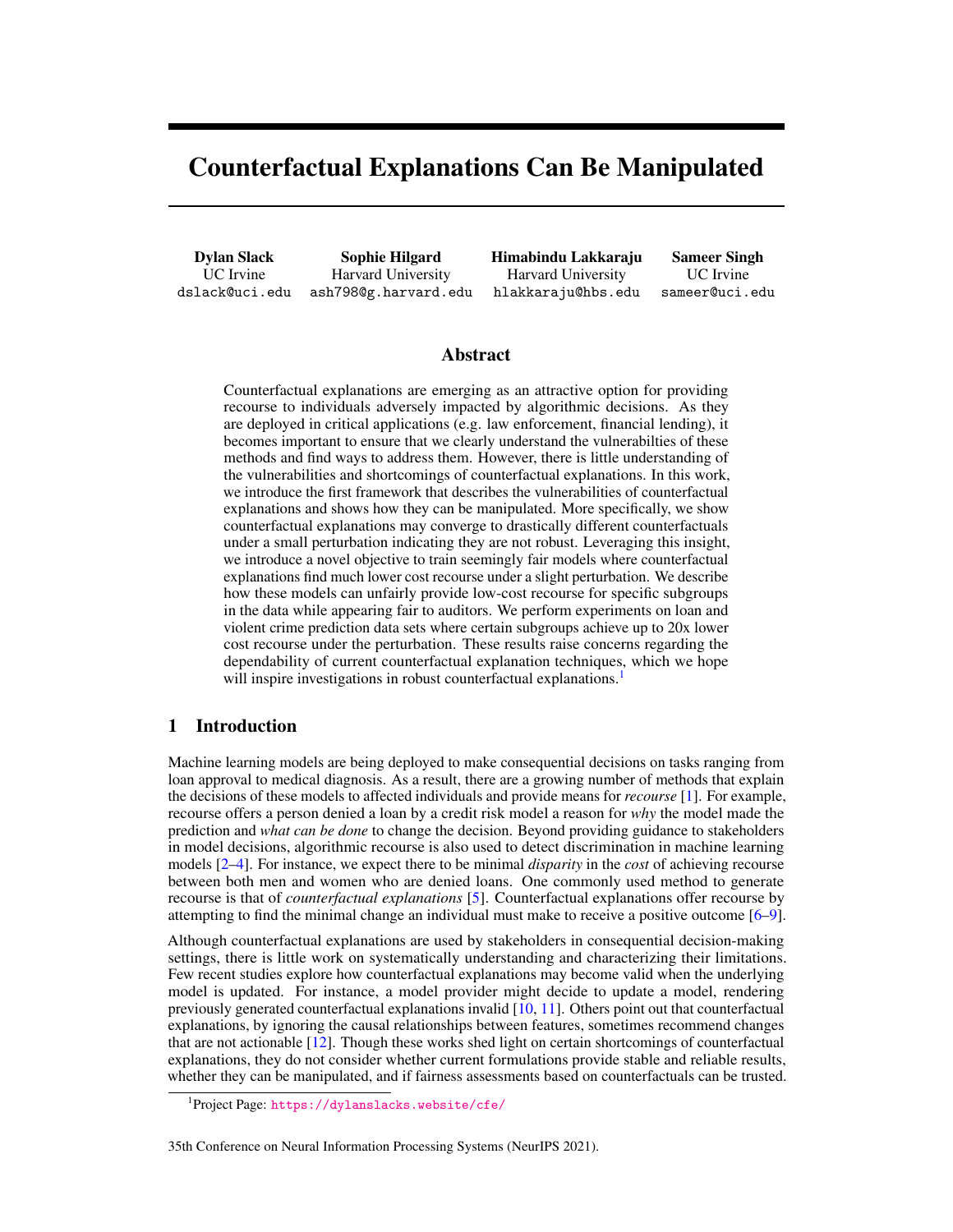# Counterfactual Explanations Can Be Manipulated

**Dylan Slack**
UC Irvine
dslack@uci.edu

**Sophie Hilgard**
Harvard University
ash798@g.harvard.edu

**Himabindu Lakkaraju**
Harvard University
hlakkaraju@hbs.edu

**Sameer Singh**
UC Irvine
sameer@uci.edu

## Abstract

Counterfactual explanations are emerging as an attractive option for providing recourse to individuals adversely impacted by algorithmic decisions. As they are deployed in critical applications (e.g. law enforcement, financial lending), it becomes important to ensure that we clearly understand the vulnerabilties of these methods and find ways to address them. However, there is little understanding of the vulnerabilities and shortcomings of counterfactual explanations. In this work, we introduce the first framework that describes the vulnerabilities of counterfactual explanations and shows how they can be manipulated. More specifically, we show counterfactual explanations may converge to drastically different counterfactuals under a small perturbation indicating they are not robust. Leveraging this insight, we introduce a novel objective to train seemingly fair models where counterfactual explanations find much lower cost recourse under a slight perturbation. We describe how these models can unfairly provide low-cost recourse for specific subgroups in the data while appearing fair to auditors. We perform experiments on loan and violent crime prediction data sets where certain subgroups achieve up to 20x lower cost recourse under the perturbation. These results raise concerns regarding the dependability of current counterfactual explanation techniques, which we hope will inspire investigations in robust counterfactual explanations.[1]

## 1 Introduction

Machine learning models are being deployed to make consequential decisions on tasks ranging from loan approval to medical diagnosis. As a result, there are a growing number of methods that explain the decisions of these models to affected individuals and provide means for *recourse* [1]. For example, recourse offers a person denied a loan by a credit risk model a reason for *why* the model made the prediction and *what can be done* to change the decision. Beyond providing guidance to stakeholders in model decisions, algorithmic recourse is also used to detect discrimination in machine learning models [2–4]. For instance, we expect there to be minimal *disparity* in the *cost* of achieving recourse between both men and women who are denied loans. One commonly used method to generate recourse is that of *counterfactual explanations* [5]. Counterfactual explanations offer recourse by attempting to find the minimal change an individual must make to receive a positive outcome [6–9].

Although counterfactual explanations are used by stakeholders in consequential decision-making settings, there is little work on systematically understanding and characterizing their limitations. Few recent studies explore how counterfactual explanations may become valid when the underlying model is updated. For instance, a model provider might decide to update a model, rendering previously generated counterfactual explanations invalid [10, 11]. Others point out that counterfactual explanations, by ignoring the causal relationships between features, sometimes recommend changes that are not actionable [12]. Though these works shed light on certain shortcomings of counterfactual explanations, they do not consider whether current formulations provide stable and reliable results, whether they can be manipulated, and if fairness assessments based on counterfactuals can be trusted.

[1] Project Page: https://dylanslacks.website/cfe/

35th Conference on Neural Information Processing Systems (NeurIPS 2021).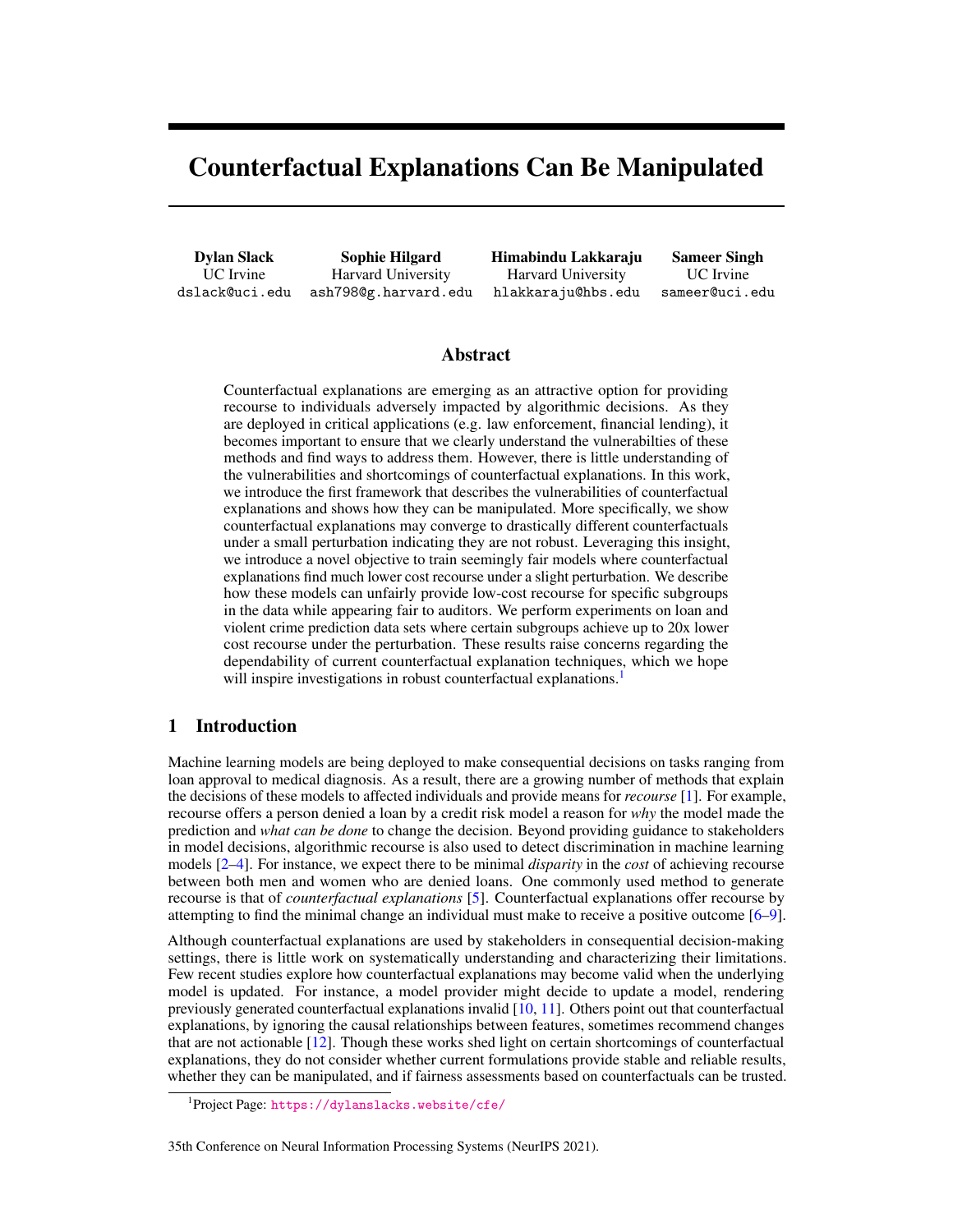# Counterfactual Explanations Can Be Manipulated

**Dylan Slack**
UC Irvine
dslack@uci.edu

**Sophie Hilgard**
Harvard University
ash798@g.harvard.edu

**Himabindu Lakkaraju**
Harvard University
hlakkaraju@hbs.edu

**Sameer Singh**
UC Irvine
sameer@uci.edu

## Abstract

Counterfactual explanations are emerging as an attractive option for providing recourse to individuals adversely impacted by algorithmic decisions. As they are deployed in critical applications (e.g. law enforcement, financial lending), it becomes important to ensure that we clearly understand the vulnerabilties of these methods and find ways to address them. However, there is little understanding of the vulnerabilities and shortcomings of counterfactual explanations. In this work, we introduce the first framework that describes the vulnerabilities of counterfactual explanations and shows how they can be manipulated. More specifically, we show counterfactual explanations may converge to drastically different counterfactuals under a small perturbation indicating they are not robust. Leveraging this insight, we introduce a novel objective to train seemingly fair models where counterfactual explanations find much lower cost recourse under a slight perturbation. We describe how these models can unfairly provide low-cost recourse for specific subgroups in the data while appearing fair to auditors. We perform experiments on loan and violent crime prediction data sets where certain subgroups achieve up to 20x lower cost recourse under the perturbation. These results raise concerns regarding the dependability of current counterfactual explanation techniques, which we hope will inspire investigations in robust counterfactual explanations.[1]

## 1 Introduction

Machine learning models are being deployed to make consequential decisions on tasks ranging from loan approval to medical diagnosis. As a result, there are a growing number of methods that explain the decisions of these models to affected individuals and provide means for *recourse* [1]. For example, recourse offers a person denied a loan by a credit risk model a reason for *why* the model made the prediction and *what can be done* to change the decision. Beyond providing guidance to stakeholders in model decisions, algorithmic recourse is also used to detect discrimination in machine learning models [2–4]. For instance, we expect there to be minimal *disparity* in the *cost* of achieving recourse between both men and women who are denied loans. One commonly used method to generate recourse is that of *counterfactual explanations* [5]. Counterfactual explanations offer recourse by attempting to find the minimal change an individual must make to receive a positive outcome [6–9].

Although counterfactual explanations are used by stakeholders in consequential decision-making settings, there is little work on systematically understanding and characterizing their limitations. Few recent studies explore how counterfactual explanations may become valid when the underlying model is updated. For instance, a model provider might decide to update a model, rendering previously generated counterfactual explanations invalid [10, 11]. Others point out that counterfactual explanations, by ignoring the causal relationships between features, sometimes recommend changes that are not actionable [12]. Though these works shed light on certain shortcomings of counterfactual explanations, they do not consider whether current formulations provide stable and reliable results, whether they can be manipulated, and if fairness assessments based on counterfactuals can be trusted.

[1] Project Page: https://dylanslacks.website/cfe/

35th Conference on Neural Information Processing Systems (NeurIPS 2021).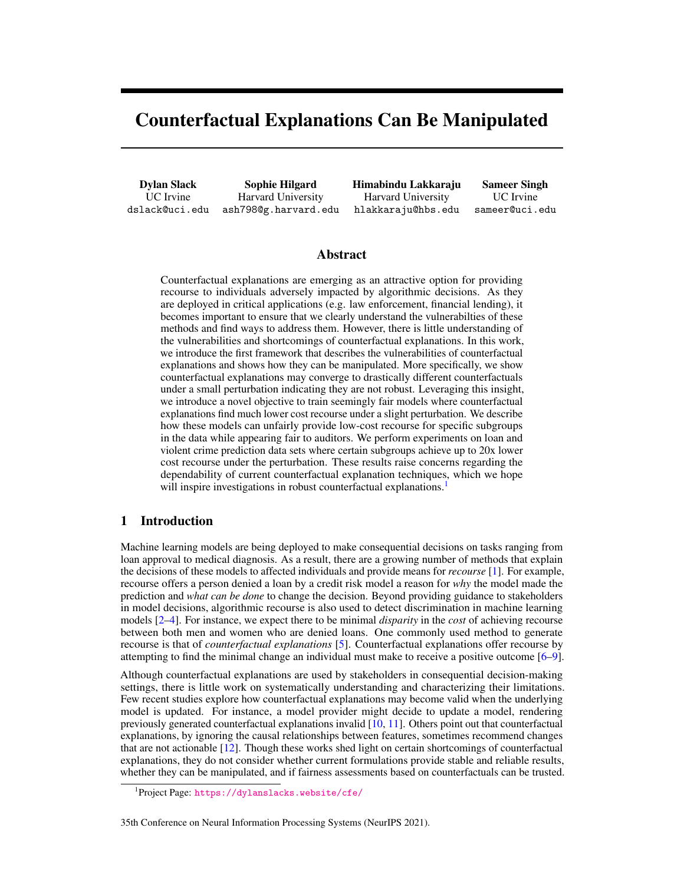# Counterfactual Explanations Can Be Manipulated

**Dylan Slack**
UC Irvine
dslack@uci.edu

**Sophie Hilgard**
Harvard University
ash798@g.harvard.edu

**Himabindu Lakkaraju**
Harvard University
hlakkaraju@hbs.edu

**Sameer Singh**
UC Irvine
sameer@uci.edu

## Abstract

Counterfactual explanations are emerging as an attractive option for providing recourse to individuals adversely impacted by algorithmic decisions. As they are deployed in critical applications (e.g. law enforcement, financial lending), it becomes important to ensure that we clearly understand the vulnerabilties of these methods and find ways to address them. However, there is little understanding of the vulnerabilities and shortcomings of counterfactual explanations. In this work, we introduce the first framework that describes the vulnerabilities of counterfactual explanations and shows how they can be manipulated. More specifically, we show counterfactual explanations may converge to drastically different counterfactuals under a small perturbation indicating they are not robust. Leveraging this insight, we introduce a novel objective to train seemingly fair models where counterfactual explanations find much lower cost recourse under a slight perturbation. We describe how these models can unfairly provide low-cost recourse for specific subgroups in the data while appearing fair to auditors. We perform experiments on loan and violent crime prediction data sets where certain subgroups achieve up to 20x lower cost recourse under the perturbation. These results raise concerns regarding the dependability of current counterfactual explanation techniques, which we hope will inspire investigations in robust counterfactual explanations.[1]

## 1 Introduction

Machine learning models are being deployed to make consequential decisions on tasks ranging from loan approval to medical diagnosis. As a result, there are a growing number of methods that explain the decisions of these models to affected individuals and provide means for *recourse* [1]. For example, recourse offers a person denied a loan by a credit risk model a reason for *why* the model made the prediction and *what can be done* to change the decision. Beyond providing guidance to stakeholders in model decisions, algorithmic recourse is also used to detect discrimination in machine learning models [2–4]. For instance, we expect there to be minimal *disparity* in the *cost* of achieving recourse between both men and women who are denied loans. One commonly used method to generate recourse is that of *counterfactual explanations* [5]. Counterfactual explanations offer recourse by attempting to find the minimal change an individual must make to receive a positive outcome [6–9].

Although counterfactual explanations are used by stakeholders in consequential decision-making settings, there is little work on systematically understanding and characterizing their limitations. Few recent studies explore how counterfactual explanations may become valid when the underlying model is updated. For instance, a model provider might decide to update a model, rendering previously generated counterfactual explanations invalid [10, 11]. Others point out that counterfactual explanations, by ignoring the causal relationships between features, sometimes recommend changes that are not actionable [12]. Though these works shed light on certain shortcomings of counterfactual explanations, they do not consider whether current formulations provide stable and reliable results, whether they can be manipulated, and if fairness assessments based on counterfactuals can be trusted.

[1] Project Page: https://dylanslacks.website/cfe/

35th Conference on Neural Information Processing Systems (NeurIPS 2021).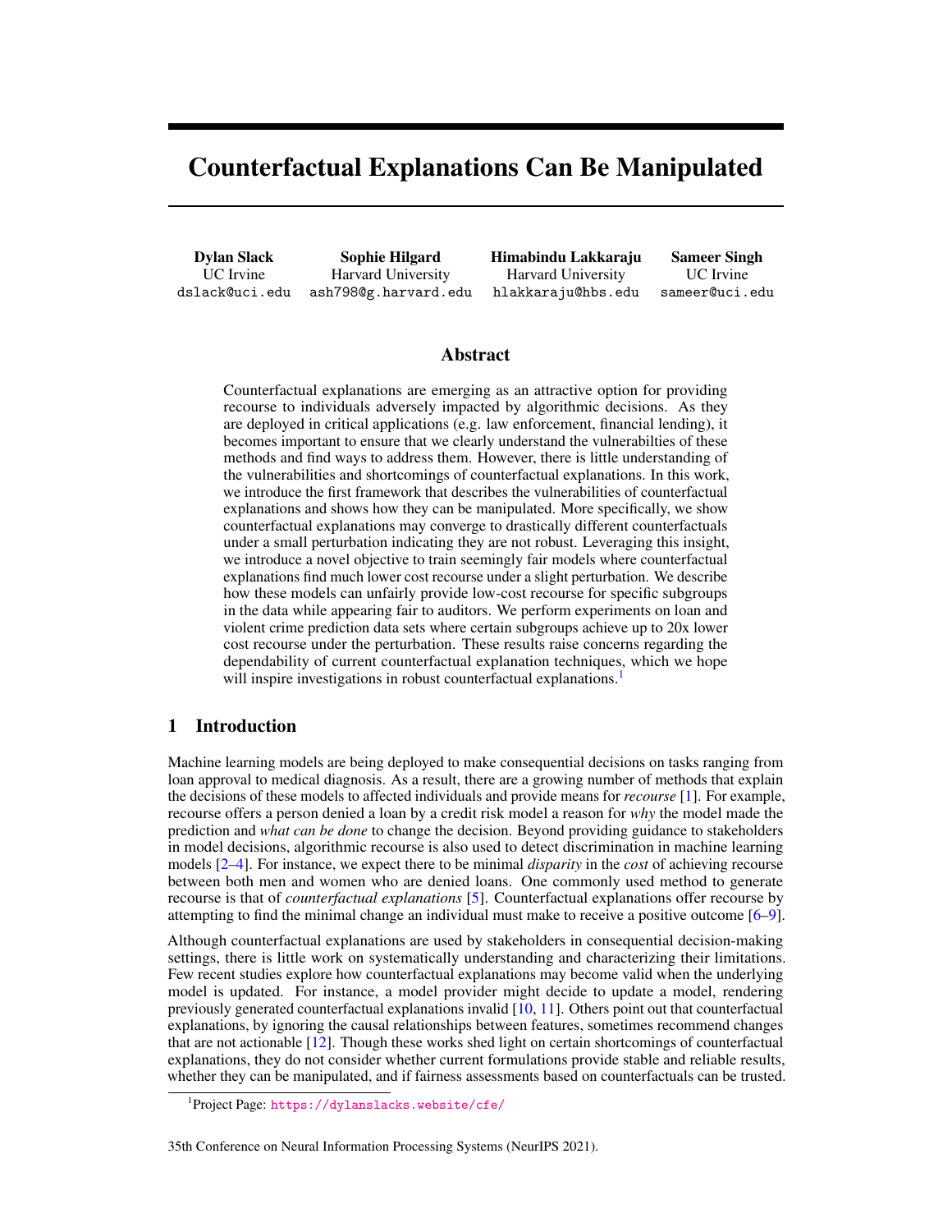# Counterfactual Explanations Can Be Manipulated

**Dylan Slack**
UC Irvine
dslack@uci.edu

**Sophie Hilgard**
Harvard University
ash798@g.harvard.edu

**Himabindu Lakkaraju**
Harvard University
hlakkaraju@hbs.edu

**Sameer Singh**
UC Irvine
sameer@uci.edu

## Abstract

Counterfactual explanations are emerging as an attractive option for providing recourse to individuals adversely impacted by algorithmic decisions. As they are deployed in critical applications (e.g. law enforcement, financial lending), it becomes important to ensure that we clearly understand the vulnerabilties of these methods and find ways to address them. However, there is little understanding of the vulnerabilities and shortcomings of counterfactual explanations. In this work, we introduce the first framework that describes the vulnerabilities of counterfactual explanations and shows how they can be manipulated. More specifically, we show counterfactual explanations may converge to drastically different counterfactuals under a small perturbation indicating they are not robust. Leveraging this insight, we introduce a novel objective to train seemingly fair models where counterfactual explanations find much lower cost recourse under a slight perturbation. We describe how these models can unfairly provide low-cost recourse for specific subgroups in the data while appearing fair to auditors. We perform experiments on loan and violent crime prediction data sets where certain subgroups achieve up to 20x lower cost recourse under the perturbation. These results raise concerns regarding the dependability of current counterfactual explanation techniques, which we hope will inspire investigations in robust counterfactual explanations.[1]

## 1 Introduction

Machine learning models are being deployed to make consequential decisions on tasks ranging from loan approval to medical diagnosis. As a result, there are a growing number of methods that explain the decisions of these models to affected individuals and provide means for *recourse* [1]. For example, recourse offers a person denied a loan by a credit risk model a reason for *why* the model made the prediction and *what can be done* to change the decision. Beyond providing guidance to stakeholders in model decisions, algorithmic recourse is also used to detect discrimination in machine learning models [2–4]. For instance, we expect there to be minimal *disparity* in the *cost* of achieving recourse between both men and women who are denied loans. One commonly used method to generate recourse is that of *counterfactual explanations* [5]. Counterfactual explanations offer recourse by attempting to find the minimal change an individual must make to receive a positive outcome [6–9].

Although counterfactual explanations are used by stakeholders in consequential decision-making settings, there is little work on systematically understanding and characterizing their limitations. Few recent studies explore how counterfactual explanations may become valid when the underlying model is updated. For instance, a model provider might decide to update a model, rendering previously generated counterfactual explanations invalid [10, 11]. Others point out that counterfactual explanations, by ignoring the causal relationships between features, sometimes recommend changes that are not actionable [12]. Though these works shed light on certain shortcomings of counterfactual explanations, they do not consider whether current formulations provide stable and reliable results, whether they can be manipulated, and if fairness assessments based on counterfactuals can be trusted.

[1] Project Page: https://dylanslacks.website/cfe/

35th Conference on Neural Information Processing Systems (NeurIPS 2021).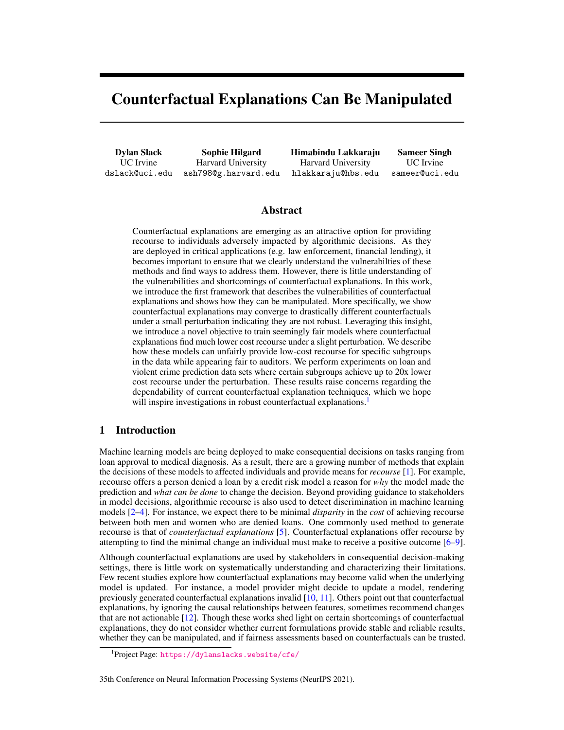# Counterfactual Explanations Can Be Manipulated

**Dylan Slack**
UC Irvine
dslack@uci.edu

**Sophie Hilgard**
Harvard University
ash798@g.harvard.edu

**Himabindu Lakkaraju**
Harvard University
hlakkaraju@hbs.edu

**Sameer Singh**
UC Irvine
sameer@uci.edu

## Abstract

Counterfactual explanations are emerging as an attractive option for providing recourse to individuals adversely impacted by algorithmic decisions. As they are deployed in critical applications (e.g. law enforcement, financial lending), it becomes important to ensure that we clearly understand the vulnerabilties of these methods and find ways to address them. However, there is little understanding of the vulnerabilities and shortcomings of counterfactual explanations. In this work, we introduce the first framework that describes the vulnerabilities of counterfactual explanations and shows how they can be manipulated. More specifically, we show counterfactual explanations may converge to drastically different counterfactuals under a small perturbation indicating they are not robust. Leveraging this insight, we introduce a novel objective to train seemingly fair models where counterfactual explanations find much lower cost recourse under a slight perturbation. We describe how these models can unfairly provide low-cost recourse for specific subgroups in the data while appearing fair to auditors. We perform experiments on loan and violent crime prediction data sets where certain subgroups achieve up to 20x lower cost recourse under the perturbation. These results raise concerns regarding the dependability of current counterfactual explanation techniques, which we hope will inspire investigations in robust counterfactual explanations.[1]

## 1 Introduction

Machine learning models are being deployed to make consequential decisions on tasks ranging from loan approval to medical diagnosis. As a result, there are a growing number of methods that explain the decisions of these models to affected individuals and provide means for *recourse* [1]. For example, recourse offers a person denied a loan by a credit risk model a reason for *why* the model made the prediction and *what can be done* to change the decision. Beyond providing guidance to stakeholders in model decisions, algorithmic recourse is also used to detect discrimination in machine learning models [2–4]. For instance, we expect there to be minimal *disparity* in the *cost* of achieving recourse between both men and women who are denied loans. One commonly used method to generate recourse is that of *counterfactual explanations* [5]. Counterfactual explanations offer recourse by attempting to find the minimal change an individual must make to receive a positive outcome [6–9].

Although counterfactual explanations are used by stakeholders in consequential decision-making settings, there is little work on systematically understanding and characterizing their limitations. Few recent studies explore how counterfactual explanations may become valid when the underlying model is updated. For instance, a model provider might decide to update a model, rendering previously generated counterfactual explanations invalid [10, 11]. Others point out that counterfactual explanations, by ignoring the causal relationships between features, sometimes recommend changes that are not actionable [12]. Though these works shed light on certain shortcomings of counterfactual explanations, they do not consider whether current formulations provide stable and reliable results, whether they can be manipulated, and if fairness assessments based on counterfactuals can be trusted.

[1] Project Page: https://dylanslacks.website/cfe/

35th Conference on Neural Information Processing Systems (NeurIPS 2021).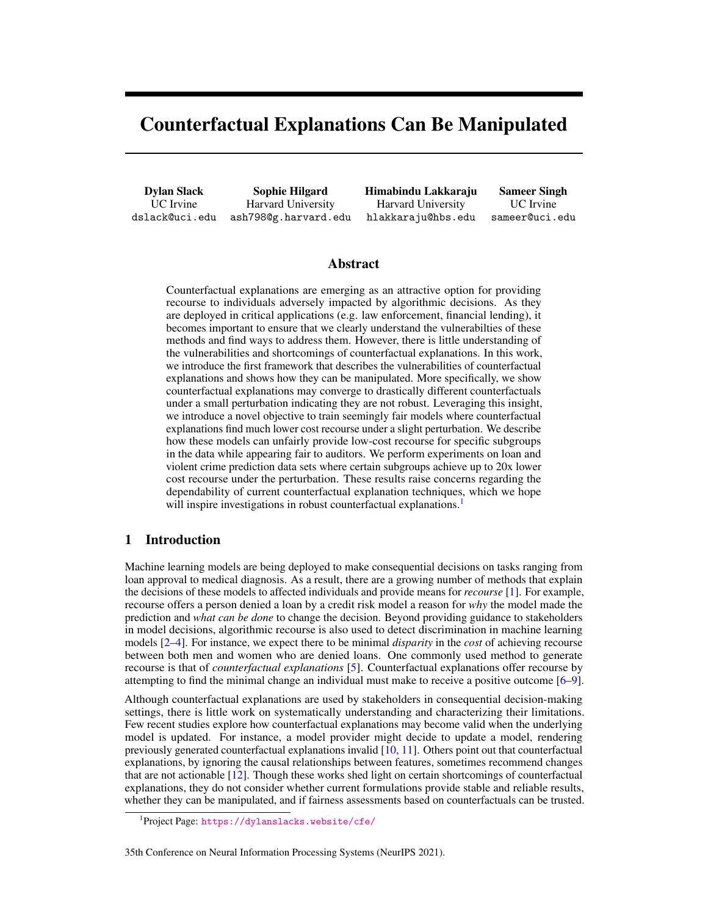# Counterfactual Explanations Can Be Manipulated

**Dylan Slack**
UC Irvine
dslack@uci.edu

**Sophie Hilgard**
Harvard University
ash798@g.harvard.edu

**Himabindu Lakkaraju**
Harvard University
hlakkaraju@hbs.edu

**Sameer Singh**
UC Irvine
sameer@uci.edu

## Abstract

Counterfactual explanations are emerging as an attractive option for providing recourse to individuals adversely impacted by algorithmic decisions. As they are deployed in critical applications (e.g. law enforcement, financial lending), it becomes important to ensure that we clearly understand the vulnerabilties of these methods and find ways to address them. However, there is little understanding of the vulnerabilities and shortcomings of counterfactual explanations. In this work, we introduce the first framework that describes the vulnerabilities of counterfactual explanations and shows how they can be manipulated. More specifically, we show counterfactual explanations may converge to drastically different counterfactuals under a small perturbation indicating they are not robust. Leveraging this insight, we introduce a novel objective to train seemingly fair models where counterfactual explanations find much lower cost recourse under a slight perturbation. We describe how these models can unfairly provide low-cost recourse for specific subgroups in the data while appearing fair to auditors. We perform experiments on loan and violent crime prediction data sets where certain subgroups achieve up to 20x lower cost recourse under the perturbation. These results raise concerns regarding the dependability of current counterfactual explanation techniques, which we hope will inspire investigations in robust counterfactual explanations.[1]

## 1 Introduction

Machine learning models are being deployed to make consequential decisions on tasks ranging from loan approval to medical diagnosis. As a result, there are a growing number of methods that explain the decisions of these models to affected individuals and provide means for *recourse* [1]. For example, recourse offers a person denied a loan by a credit risk model a reason for *why* the model made the prediction and *what can be done* to change the decision. Beyond providing guidance to stakeholders in model decisions, algorithmic recourse is also used to detect discrimination in machine learning models [2–4]. For instance, we expect there to be minimal *disparity* in the *cost* of achieving recourse between both men and women who are denied loans. One commonly used method to generate recourse is that of *counterfactual explanations* [5]. Counterfactual explanations offer recourse by attempting to find the minimal change an individual must make to receive a positive outcome [6–9].

Although counterfactual explanations are used by stakeholders in consequential decision-making settings, there is little work on systematically understanding and characterizing their limitations. Few recent studies explore how counterfactual explanations may become valid when the underlying model is updated. For instance, a model provider might decide to update a model, rendering previously generated counterfactual explanations invalid [10, 11]. Others point out that counterfactual explanations, by ignoring the causal relationships between features, sometimes recommend changes that are not actionable [12]. Though these works shed light on certain shortcomings of counterfactual explanations, they do not consider whether current formulations provide stable and reliable results, whether they can be manipulated, and if fairness assessments based on counterfactuals can be trusted.

[1] Project Page: https://dylanslacks.website/cfe/

35th Conference on Neural Information Processing Systems (NeurIPS 2021).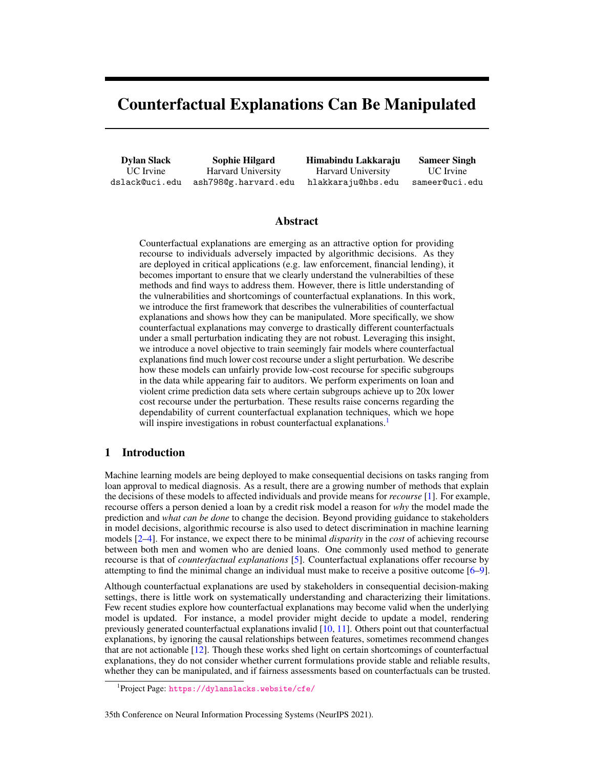# Counterfactual Explanations Can Be Manipulated

**Dylan Slack**
UC Irvine
dslack@uci.edu

**Sophie Hilgard**
Harvard University
ash798@g.harvard.edu

**Himabindu Lakkaraju**
Harvard University
hlakkaraju@hbs.edu

**Sameer Singh**
UC Irvine
sameer@uci.edu

## Abstract

Counterfactual explanations are emerging as an attractive option for providing recourse to individuals adversely impacted by algorithmic decisions. As they are deployed in critical applications (e.g. law enforcement, financial lending), it becomes important to ensure that we clearly understand the vulnerabilties of these methods and find ways to address them. However, there is little understanding of the vulnerabilities and shortcomings of counterfactual explanations. In this work, we introduce the first framework that describes the vulnerabilities of counterfactual explanations and shows how they can be manipulated. More specifically, we show counterfactual explanations may converge to drastically different counterfactuals under a small perturbation indicating they are not robust. Leveraging this insight, we introduce a novel objective to train seemingly fair models where counterfactual explanations find much lower cost recourse under a slight perturbation. We describe how these models can unfairly provide low-cost recourse for specific subgroups in the data while appearing fair to auditors. We perform experiments on loan and violent crime prediction data sets where certain subgroups achieve up to 20x lower cost recourse under the perturbation. These results raise concerns regarding the dependability of current counterfactual explanation techniques, which we hope will inspire investigations in robust counterfactual explanations.[1]

## 1 Introduction

Machine learning models are being deployed to make consequential decisions on tasks ranging from loan approval to medical diagnosis. As a result, there are a growing number of methods that explain the decisions of these models to affected individuals and provide means for *recourse* [1]. For example, recourse offers a person denied a loan by a credit risk model a reason for *why* the model made the prediction and *what can be done* to change the decision. Beyond providing guidance to stakeholders in model decisions, algorithmic recourse is also used to detect discrimination in machine learning models [2–4]. For instance, we expect there to be minimal *disparity* in the *cost* of achieving recourse between both men and women who are denied loans. One commonly used method to generate recourse is that of *counterfactual explanations* [5]. Counterfactual explanations offer recourse by attempting to find the minimal change an individual must make to receive a positive outcome [6–9].

Although counterfactual explanations are used by stakeholders in consequential decision-making settings, there is little work on systematically understanding and characterizing their limitations. Few recent studies explore how counterfactual explanations may become valid when the underlying model is updated. For instance, a model provider might decide to update a model, rendering previously generated counterfactual explanations invalid [10, 11]. Others point out that counterfactual explanations, by ignoring the causal relationships between features, sometimes recommend changes that are not actionable [12]. Though these works shed light on certain shortcomings of counterfactual explanations, they do not consider whether current formulations provide stable and reliable results, whether they can be manipulated, and if fairness assessments based on counterfactuals can be trusted.

[1] Project Page: https://dylanslacks.website/cfe/

35th Conference on Neural Information Processing Systems (NeurIPS 2021).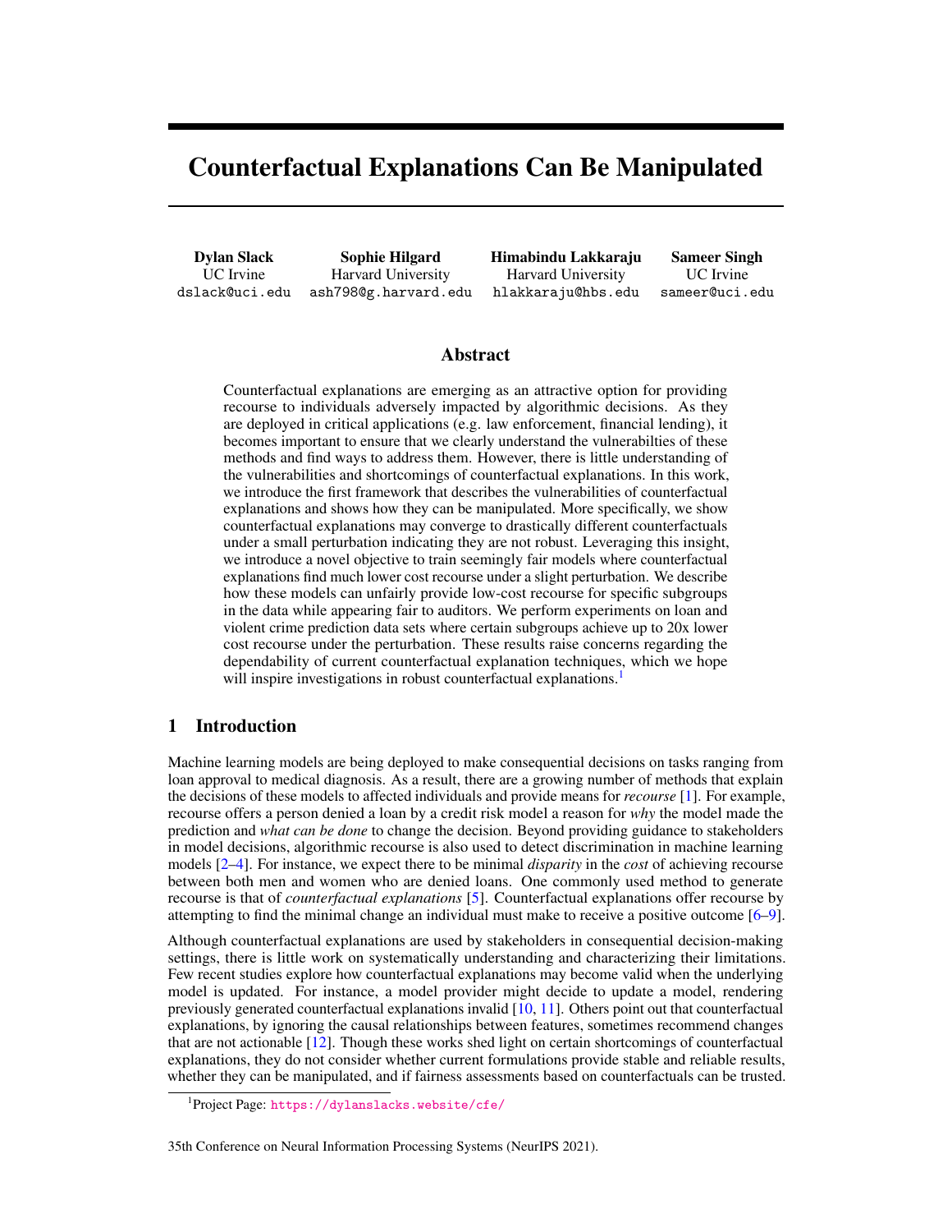# Counterfactual Explanations Can Be Manipulated

**Dylan Slack**
UC Irvine
dslack@uci.edu

**Sophie Hilgard**
Harvard University
ash798@g.harvard.edu

**Himabindu Lakkaraju**
Harvard University
hlakkaraju@hbs.edu

**Sameer Singh**
UC Irvine
sameer@uci.edu

## Abstract

Counterfactual explanations are emerging as an attractive option for providing recourse to individuals adversely impacted by algorithmic decisions. As they are deployed in critical applications (e.g. law enforcement, financial lending), it becomes important to ensure that we clearly understand the vulnerabilties of these methods and find ways to address them. However, there is little understanding of the vulnerabilities and shortcomings of counterfactual explanations. In this work, we introduce the first framework that describes the vulnerabilities of counterfactual explanations and shows how they can be manipulated. More specifically, we show counterfactual explanations may converge to drastically different counterfactuals under a small perturbation indicating they are not robust. Leveraging this insight, we introduce a novel objective to train seemingly fair models where counterfactual explanations find much lower cost recourse under a slight perturbation. We describe how these models can unfairly provide low-cost recourse for specific subgroups in the data while appearing fair to auditors. We perform experiments on loan and violent crime prediction data sets where certain subgroups achieve up to 20x lower cost recourse under the perturbation. These results raise concerns regarding the dependability of current counterfactual explanation techniques, which we hope will inspire investigations in robust counterfactual explanations.[1]

## 1 Introduction

Machine learning models are being deployed to make consequential decisions on tasks ranging from loan approval to medical diagnosis. As a result, there are a growing number of methods that explain the decisions of these models to affected individuals and provide means for *recourse* [1]. For example, recourse offers a person denied a loan by a credit risk model a reason for *why* the model made the prediction and *what can be done* to change the decision. Beyond providing guidance to stakeholders in model decisions, algorithmic recourse is also used to detect discrimination in machine learning models [2–4]. For instance, we expect there to be minimal *disparity* in the *cost* of achieving recourse between both men and women who are denied loans. One commonly used method to generate recourse is that of *counterfactual explanations* [5]. Counterfactual explanations offer recourse by attempting to find the minimal change an individual must make to receive a positive outcome [6–9].

Although counterfactual explanations are used by stakeholders in consequential decision-making settings, there is little work on systematically understanding and characterizing their limitations. Few recent studies explore how counterfactual explanations may become valid when the underlying model is updated. For instance, a model provider might decide to update a model, rendering previously generated counterfactual explanations invalid [10, 11]. Others point out that counterfactual explanations, by ignoring the causal relationships between features, sometimes recommend changes that are not actionable [12]. Though these works shed light on certain shortcomings of counterfactual explanations, they do not consider whether current formulations provide stable and reliable results, whether they can be manipulated, and if fairness assessments based on counterfactuals can be trusted.

[1] Project Page: https://dylanslacks.website/cfe/

35th Conference on Neural Information Processing Systems (NeurIPS 2021).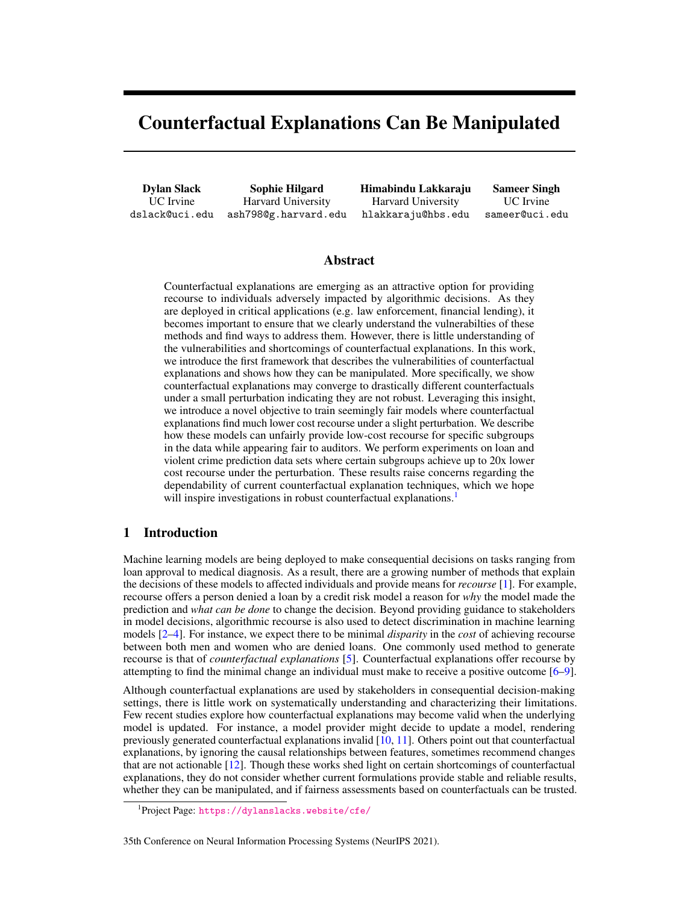# Counterfactual Explanations Can Be Manipulated

**Dylan Slack**
UC Irvine
dslack@uci.edu

**Sophie Hilgard**
Harvard University
ash798@g.harvard.edu

**Himabindu Lakkaraju**
Harvard University
hlakkaraju@hbs.edu

**Sameer Singh**
UC Irvine
sameer@uci.edu

## Abstract

Counterfactual explanations are emerging as an attractive option for providing recourse to individuals adversely impacted by algorithmic decisions. As they are deployed in critical applications (e.g. law enforcement, financial lending), it becomes important to ensure that we clearly understand the vulnerabilties of these methods and find ways to address them. However, there is little understanding of the vulnerabilities and shortcomings of counterfactual explanations. In this work, we introduce the first framework that describes the vulnerabilities of counterfactual explanations and shows how they can be manipulated. More specifically, we show counterfactual explanations may converge to drastically different counterfactuals under a small perturbation indicating they are not robust. Leveraging this insight, we introduce a novel objective to train seemingly fair models where counterfactual explanations find much lower cost recourse under a slight perturbation. We describe how these models can unfairly provide low-cost recourse for specific subgroups in the data while appearing fair to auditors. We perform experiments on loan and violent crime prediction data sets where certain subgroups achieve up to 20x lower cost recourse under the perturbation. These results raise concerns regarding the dependability of current counterfactual explanation techniques, which we hope will inspire investigations in robust counterfactual explanations.[1]

## 1 Introduction

Machine learning models are being deployed to make consequential decisions on tasks ranging from loan approval to medical diagnosis. As a result, there are a growing number of methods that explain the decisions of these models to affected individuals and provide means for *recourse* [1]. For example, recourse offers a person denied a loan by a credit risk model a reason for *why* the model made the prediction and *what can be done* to change the decision. Beyond providing guidance to stakeholders in model decisions, algorithmic recourse is also used to detect discrimination in machine learning models [2–4]. For instance, we expect there to be minimal *disparity* in the *cost* of achieving recourse between both men and women who are denied loans. One commonly used method to generate recourse is that of *counterfactual explanations* [5]. Counterfactual explanations offer recourse by attempting to find the minimal change an individual must make to receive a positive outcome [6–9].

Although counterfactual explanations are used by stakeholders in consequential decision-making settings, there is little work on systematically understanding and characterizing their limitations. Few recent studies explore how counterfactual explanations may become valid when the underlying model is updated. For instance, a model provider might decide to update a model, rendering previously generated counterfactual explanations invalid [10, 11]. Others point out that counterfactual explanations, by ignoring the causal relationships between features, sometimes recommend changes that are not actionable [12]. Though these works shed light on certain shortcomings of counterfactual explanations, they do not consider whether current formulations provide stable and reliable results, whether they can be manipulated, and if fairness assessments based on counterfactuals can be trusted.

[1] Project Page: https://dylanslacks.website/cfe/

35th Conference on Neural Information Processing Systems (NeurIPS 2021).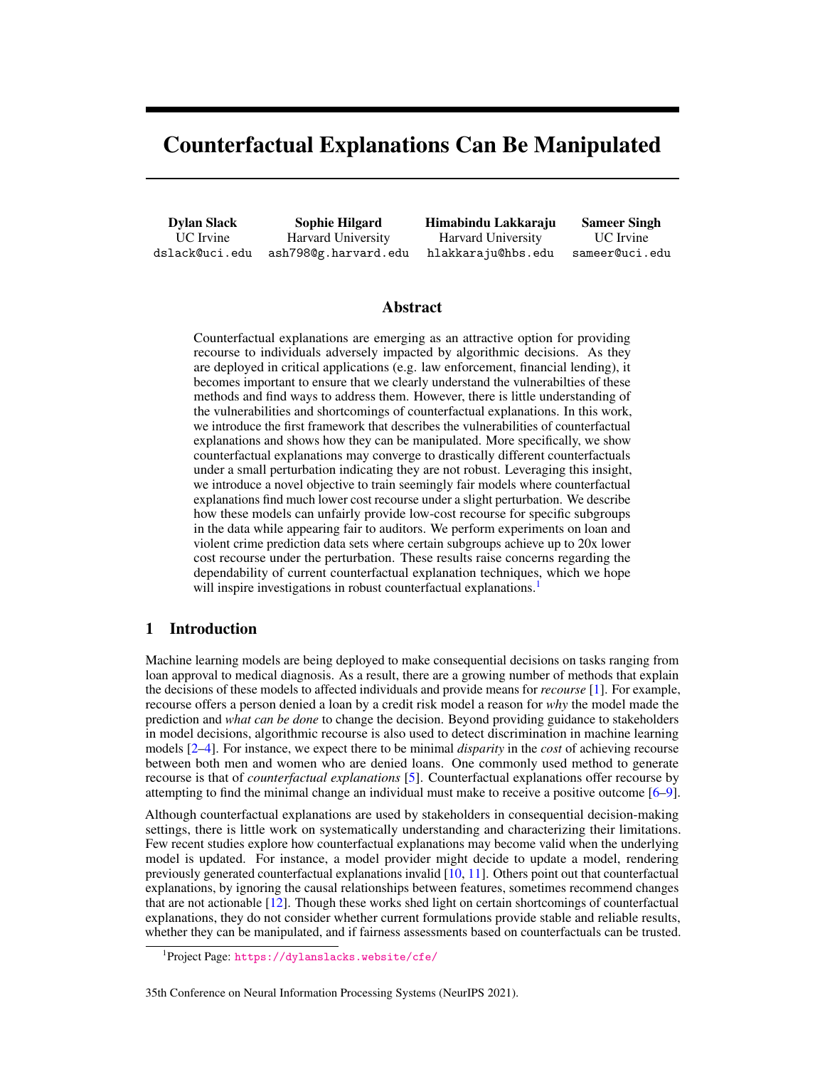# Counterfactual Explanations Can Be Manipulated

**Dylan Slack**
UC Irvine
dslack@uci.edu

**Sophie Hilgard**
Harvard University
ash798@g.harvard.edu

**Himabindu Lakkaraju**
Harvard University
hlakkaraju@hbs.edu

**Sameer Singh**
UC Irvine
sameer@uci.edu

## Abstract

Counterfactual explanations are emerging as an attractive option for providing recourse to individuals adversely impacted by algorithmic decisions. As they are deployed in critical applications (e.g. law enforcement, financial lending), it becomes important to ensure that we clearly understand the vulnerabilties of these methods and find ways to address them. However, there is little understanding of the vulnerabilities and shortcomings of counterfactual explanations. In this work, we introduce the first framework that describes the vulnerabilities of counterfactual explanations and shows how they can be manipulated. More specifically, we show counterfactual explanations may converge to drastically different counterfactuals under a small perturbation indicating they are not robust. Leveraging this insight, we introduce a novel objective to train seemingly fair models where counterfactual explanations find much lower cost recourse under a slight perturbation. We describe how these models can unfairly provide low-cost recourse for specific subgroups in the data while appearing fair to auditors. We perform experiments on loan and violent crime prediction data sets where certain subgroups achieve up to 20x lower cost recourse under the perturbation. These results raise concerns regarding the dependability of current counterfactual explanation techniques, which we hope will inspire investigations in robust counterfactual explanations.[1]

## 1 Introduction

Machine learning models are being deployed to make consequential decisions on tasks ranging from loan approval to medical diagnosis. As a result, there are a growing number of methods that explain the decisions of these models to affected individuals and provide means for *recourse* [1]. For example, recourse offers a person denied a loan by a credit risk model a reason for *why* the model made the prediction and *what can be done* to change the decision. Beyond providing guidance to stakeholders in model decisions, algorithmic recourse is also used to detect discrimination in machine learning models [2–4]. For instance, we expect there to be minimal *disparity* in the *cost* of achieving recourse between both men and women who are denied loans. One commonly used method to generate recourse is that of *counterfactual explanations* [5]. Counterfactual explanations offer recourse by attempting to find the minimal change an individual must make to receive a positive outcome [6–9].

Although counterfactual explanations are used by stakeholders in consequential decision-making settings, there is little work on systematically understanding and characterizing their limitations. Few recent studies explore how counterfactual explanations may become valid when the underlying model is updated. For instance, a model provider might decide to update a model, rendering previously generated counterfactual explanations invalid [10, 11]. Others point out that counterfactual explanations, by ignoring the causal relationships between features, sometimes recommend changes that are not actionable [12]. Though these works shed light on certain shortcomings of counterfactual explanations, they do not consider whether current formulations provide stable and reliable results, whether they can be manipulated, and if fairness assessments based on counterfactuals can be trusted.

[1] Project Page: https://dylanslacks.website/cfe/

35th Conference on Neural Information Processing Systems (NeurIPS 2021).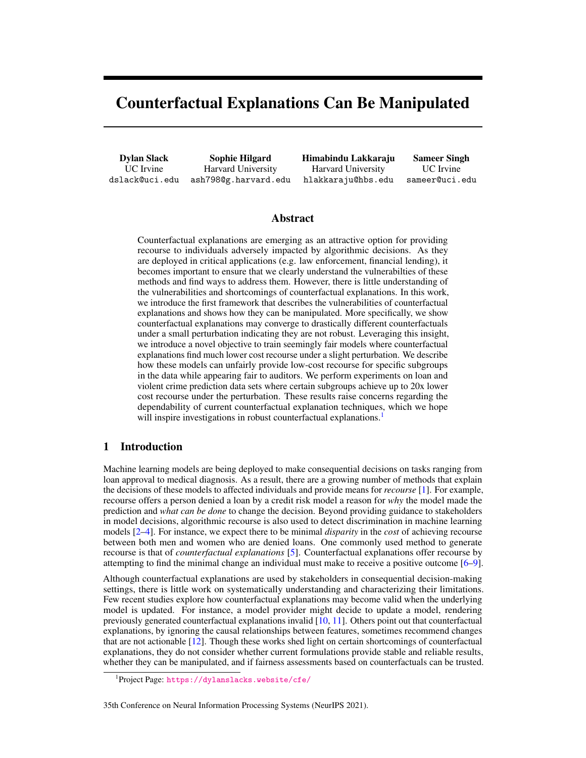# Counterfactual Explanations Can Be Manipulated

**Dylan Slack**
UC Irvine
dslack@uci.edu

**Sophie Hilgard**
Harvard University
ash798@g.harvard.edu

**Himabindu Lakkaraju**
Harvard University
hlakkaraju@hbs.edu

**Sameer Singh**
UC Irvine
sameer@uci.edu

## Abstract

Counterfactual explanations are emerging as an attractive option for providing recourse to individuals adversely impacted by algorithmic decisions. As they are deployed in critical applications (e.g. law enforcement, financial lending), it becomes important to ensure that we clearly understand the vulnerabilties of these methods and find ways to address them. However, there is little understanding of the vulnerabilities and shortcomings of counterfactual explanations. In this work, we introduce the first framework that describes the vulnerabilities of counterfactual explanations and shows how they can be manipulated. More specifically, we show counterfactual explanations may converge to drastically different counterfactuals under a small perturbation indicating they are not robust. Leveraging this insight, we introduce a novel objective to train seemingly fair models where counterfactual explanations find much lower cost recourse under a slight perturbation. We describe how these models can unfairly provide low-cost recourse for specific subgroups in the data while appearing fair to auditors. We perform experiments on loan and violent crime prediction data sets where certain subgroups achieve up to 20x lower cost recourse under the perturbation. These results raise concerns regarding the dependability of current counterfactual explanation techniques, which we hope will inspire investigations in robust counterfactual explanations.[1]

## 1 Introduction

Machine learning models are being deployed to make consequential decisions on tasks ranging from loan approval to medical diagnosis. As a result, there are a growing number of methods that explain the decisions of these models to affected individuals and provide means for *recourse* [1]. For example, recourse offers a person denied a loan by a credit risk model a reason for *why* the model made the prediction and *what can be done* to change the decision. Beyond providing guidance to stakeholders in model decisions, algorithmic recourse is also used to detect discrimination in machine learning models [2–4]. For instance, we expect there to be minimal *disparity* in the *cost* of achieving recourse between both men and women who are denied loans. One commonly used method to generate recourse is that of *counterfactual explanations* [5]. Counterfactual explanations offer recourse by attempting to find the minimal change an individual must make to receive a positive outcome [6–9].

Although counterfactual explanations are used by stakeholders in consequential decision-making settings, there is little work on systematically understanding and characterizing their limitations. Few recent studies explore how counterfactual explanations may become valid when the underlying model is updated. For instance, a model provider might decide to update a model, rendering previously generated counterfactual explanations invalid [10, 11]. Others point out that counterfactual explanations, by ignoring the causal relationships between features, sometimes recommend changes that are not actionable [12]. Though these works shed light on certain shortcomings of counterfactual explanations, they do not consider whether current formulations provide stable and reliable results, whether they can be manipulated, and if fairness assessments based on counterfactuals can be trusted.

[1] Project Page: https://dylanslacks.website/cfe/

35th Conference on Neural Information Processing Systems (NeurIPS 2021).